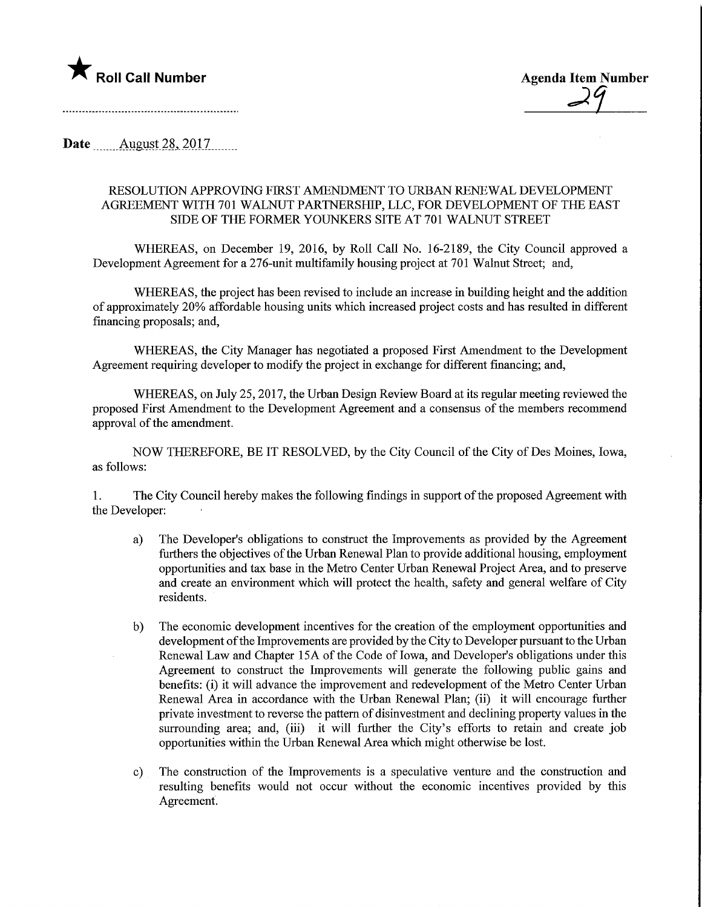★ **Roll Call Number**

**Agenda Item Number**

29

**Date** August 28, 2017

RESOLUTION APPROVING FIRST AMENDMENT TO URBAN RENEWAL DEVELOPMENT AGREEMENT WITH 701 WALNUT PARTNERSHIP, LLC, FOR DEVELOPMENT OF THE EAST SIDE OF THE FORMER YOUNKERS SITE AT 701 WALNUT STREET

WHEREAS, on December 19, 2016, by Roll Call No. 16-2189, the City Council approved a Development Agreement for a 276-unit multifamily housing project at 701 Walnut Street; and,

WHEREAS, the project has been revised to include an increase in building height and the addition of approximately 20% affordable housing units which increased project costs and has resulted in different financing proposals; and,

WHEREAS, the City Manager has negotiated a proposed First Amendment to the Development Agreement requiring developer to modify the project in exchange for different financing; and,

WHEREAS, on July 25, 2017, the Urban Design Review Board at its regular meeting reviewed the proposed First Amendment to the Development Agreement and a consensus of the members recommend approval of the amendment.

NOW THEREFORE, BE IT RESOLVED, by the City Council of the City of Des Moines, Iowa, as follows:

1. The City Council hereby makes the following findings in support of the proposed Agreement with the Developer:

   a) The Developer's obligations to construct the Improvements as provided by the Agreement furthers the objectives of the Urban Renewal Plan to provide additional housing, employment opportunities and tax base in the Metro Center Urban Renewal Project Area, and to preserve and create an environment which will protect the health, safety and general welfare of City residents.

   b) The economic development incentives for the creation of the employment opportunities and development of the Improvements are provided by the City to Developer pursuant to the Urban Renewal Law and Chapter 15A of the Code of Iowa, and Developer's obligations under this Agreement to construct the Improvements will generate the following public gains and benefits: (i) it will advance the improvement and redevelopment of the Metro Center Urban Renewal Area in accordance with the Urban Renewal Plan; (ii) it will encourage further private investment to reverse the pattern of disinvestment and declining property values in the surrounding area; and, (iii) it will further the City's efforts to retain and create job opportunities within the Urban Renewal Area which might otherwise be lost.

   c) The construction of the Improvements is a speculative venture and the construction and resulting benefits would not occur without the economic incentives provided by this Agreement.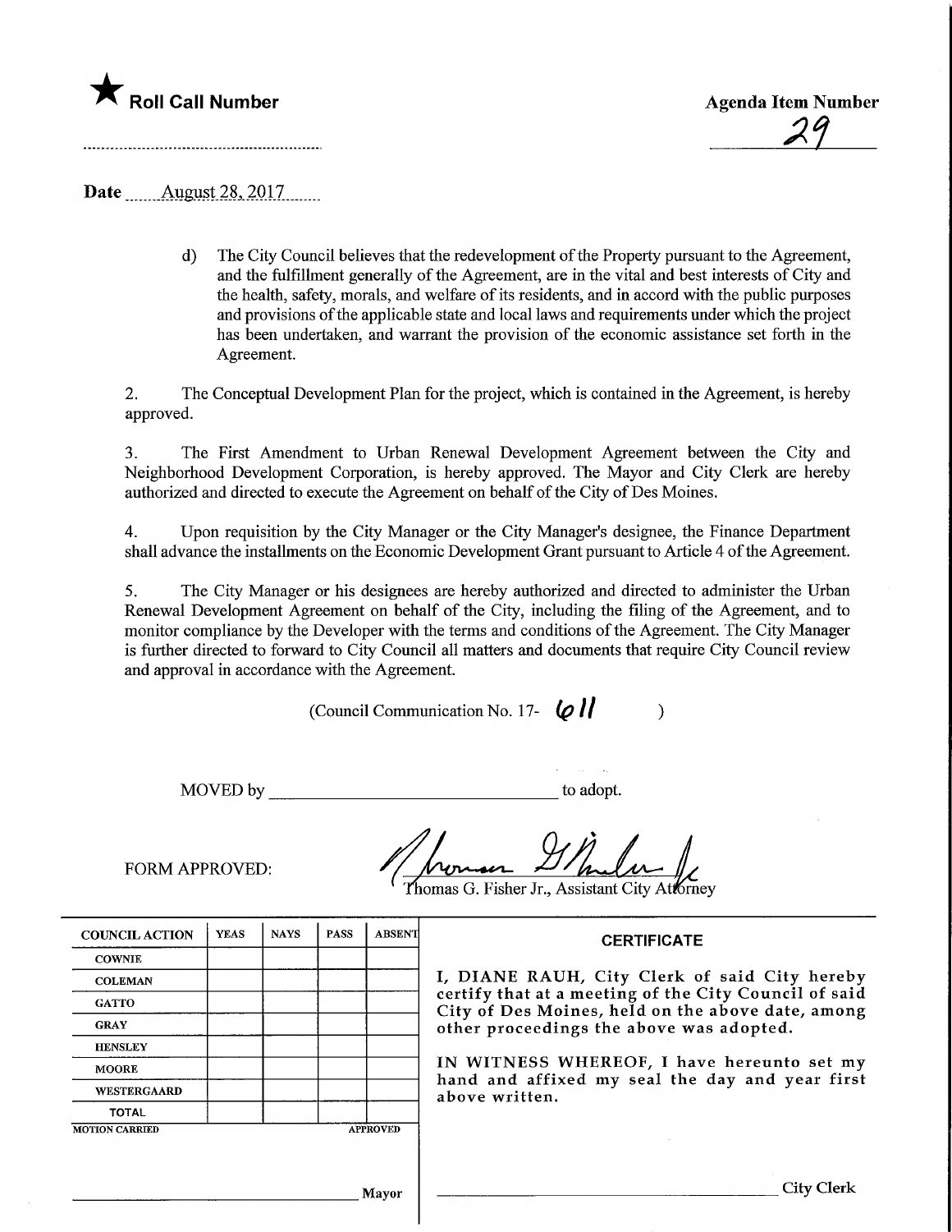★ **Roll Call Number**

**Agenda Item Number**

29

**Date** August 28, 2017

d) The City Council believes that the redevelopment of the Property pursuant to the Agreement, and the fulfillment generally of the Agreement, are in the vital and best interests of City and the health, safety, morals, and welfare of its residents, and in accord with the public purposes and provisions of the applicable state and local laws and requirements under which the project has been undertaken, and warrant the provision of the economic assistance set forth in the Agreement.

2. The Conceptual Development Plan for the project, which is contained in the Agreement, is hereby approved.

3. The First Amendment to Urban Renewal Development Agreement between the City and Neighborhood Development Corporation, is hereby approved. The Mayor and City Clerk are hereby authorized and directed to execute the Agreement on behalf of the City of Des Moines.

4. Upon requisition by the City Manager or the City Manager's designee, the Finance Department shall advance the installments on the Economic Development Grant pursuant to Article 4 of the Agreement.

5. The City Manager or his designees are hereby authorized and directed to administer the Urban Renewal Development Agreement on behalf of the City, including the filing of the Agreement, and to monitor compliance by the Developer with the terms and conditions of the Agreement. The City Manager is further directed to forward to City Council all matters and documents that require City Council review and approval in accordance with the Agreement.

(Council Communication No. 17- 611 )

MOVED by \_\_\_\_\_\_\_\_\_\_\_\_\_\_\_\_\_\_\_\_\_\_\_\_\_\_\_\_\_\_ to adopt.

FORM APPROVED:

Thomas G. Fisher Jr., Assistant City Attorney

| COUNCIL ACTION | YEAS | NAYS | PASS | ABSENT |
|---|---|---|---|---|
| COWNIE | | | | |
| COLEMAN | | | | |
| GATTO | | | | |
| GRAY | | | | |
| HENSLEY | | | | |
| MOORE | | | | |
| WESTERGAARD | | | | |
| TOTAL | | | | |

MOTION CARRIED APPROVED

\_\_\_\_\_\_\_\_\_\_\_\_\_\_\_\_\_\_\_\_\_\_\_\_\_\_\_\_\_\_ Mayor

**CERTIFICATE**

I, DIANE RAUH, City Clerk of said City hereby certify that at a meeting of the City Council of said City of Des Moines, held on the above date, among other proceedings the above was adopted.

IN WITNESS WHEREOF, I have hereunto set my hand and affixed my seal the day and year first above written.

\_\_\_\_\_\_\_\_\_\_\_\_\_\_\_\_\_\_\_\_\_\_\_\_\_\_\_\_\_\_ City Clerk